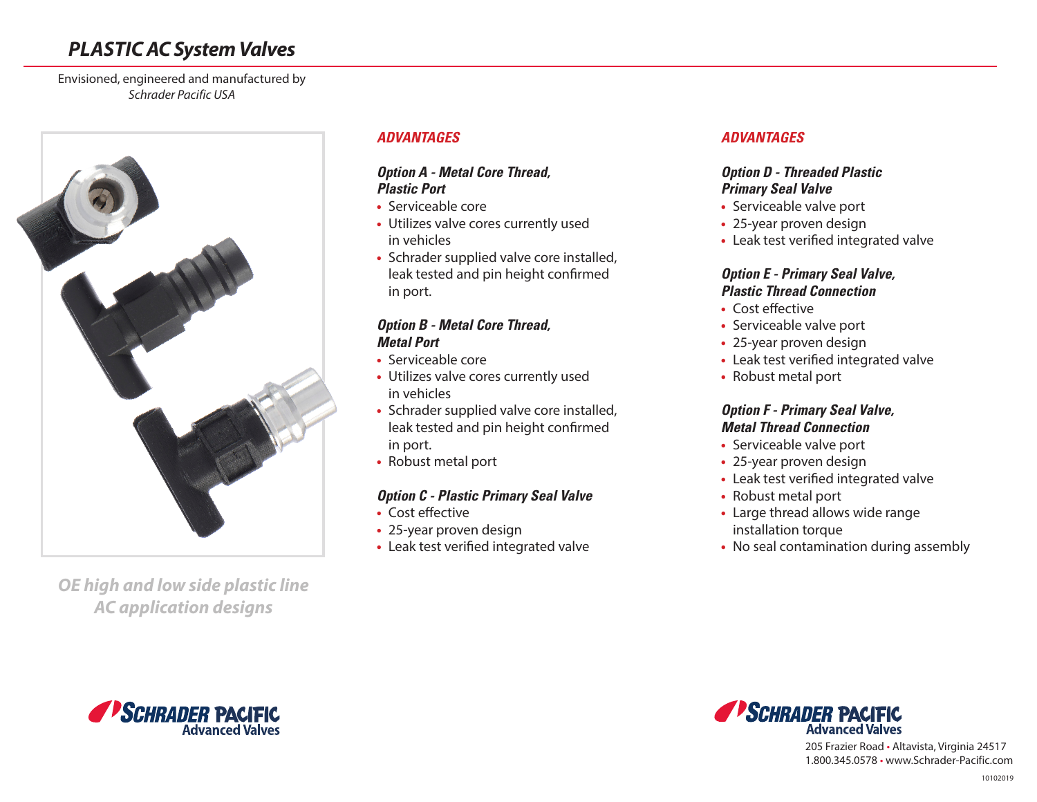# PLASTIC AC System Valves

Envisioned, engineered and manufactured by
*Schrader Pacific USA*

*OE high and low side plastic line AC application designs*

## ADVANTAGES

### *Option A - Metal Core Thread, Plastic Port*

- Serviceable core
- Utilizes valve cores currently used in vehicles
- Schrader supplied valve core installed, leak tested and pin height confirmed in port.

### *Option B - Metal Core Thread, Metal Port*

- Serviceable core
- Utilizes valve cores currently used in vehicles
- Schrader supplied valve core installed, leak tested and pin height confirmed in port.
- Robust metal port

### *Option C - Plastic Primary Seal Valve*

- Cost effective
- 25-year proven design
- Leak test verified integrated valve

## ADVANTAGES

### *Option D - Threaded Plastic Primary Seal Valve*

- Serviceable valve port
- 25-year proven design
- Leak test verified integrated valve

### *Option E - Primary Seal Valve, Plastic Thread Connection*

- Cost effective
- Serviceable valve port
- 25-year proven design
- Leak test verified integrated valve
- Robust metal port

### *Option F - Primary Seal Valve, Metal Thread Connection*

- Serviceable valve port
- 25-year proven design
- Leak test verified integrated valve
- Robust metal port
- Large thread allows wide range installation torque
- No seal contamination during assembly

SCHRADER PACIFIC
Advanced Valves

SCHRADER PACIFIC
Advanced Valves
205 Frazier Road • Altavista, Virginia 24517
1.800.345.0578 • www.Schrader-Pacific.com

10102019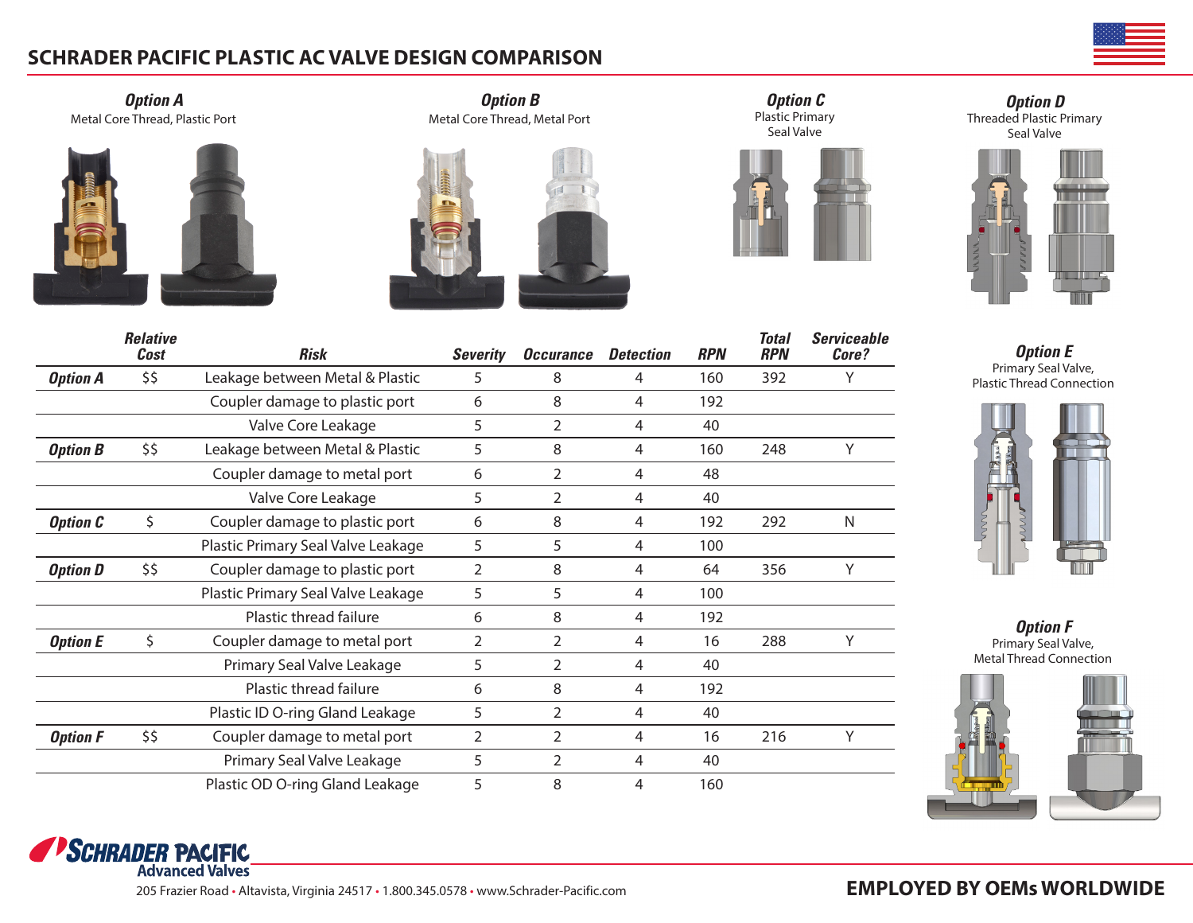# SCHRADER PACIFIC PLASTIC AC VALVE DESIGN COMPARISON

***Option A***
Metal Core Thread, Plastic Port

***Option B***
Metal Core Thread, Metal Port

***Option C***
Plastic Primary Seal Valve

***Option D***
Threaded Plastic Primary Seal Valve

| | Relative Cost | Risk | Severity | Occurance | Detection | RPN | Total RPN | Serviceable Core? |
|---|---|---|---|---|---|---|---|---|
| **Option A** | $$ | Leakage between Metal & Plastic | 5 | 8 | 4 | 160 | 392 | Y |
| | | Coupler damage to plastic port | 6 | 8 | 4 | 192 | | |
| | | Valve Core Leakage | 5 | 2 | 4 | 40 | | |
| **Option B** | $$ | Leakage between Metal & Plastic | 5 | 8 | 4 | 160 | 248 | Y |
| | | Coupler damage to metal port | 6 | 2 | 4 | 48 | | |
| | | Valve Core Leakage | 5 | 2 | 4 | 40 | | |
| **Option C** | $ | Coupler damage to plastic port | 6 | 8 | 4 | 192 | 292 | N |
| | | Plastic Primary Seal Valve Leakage | 5 | 5 | 4 | 100 | | |
| **Option D** | $$ | Coupler damage to plastic port | 2 | 8 | 4 | 64 | 356 | Y |
| | | Plastic Primary Seal Valve Leakage | 5 | 5 | 4 | 100 | | |
| | | Plastic thread failure | 6 | 8 | 4 | 192 | | |
| **Option E** | $ | Coupler damage to metal port | 2 | 2 | 4 | 16 | 288 | Y |
| | | Primary Seal Valve Leakage | 5 | 2 | 4 | 40 | | |
| | | Plastic thread failure | 6 | 8 | 4 | 192 | | |
| | | Plastic ID O-ring Gland Leakage | 5 | 2 | 4 | 40 | | |
| **Option F** | $$ | Coupler damage to metal port | 2 | 2 | 4 | 16 | 216 | Y |
| | | Primary Seal Valve Leakage | 5 | 2 | 4 | 40 | | |
| | | Plastic OD O-ring Gland Leakage | 5 | 8 | 4 | 160 | | |

***Option E***
Primary Seal Valve, Plastic Thread Connection

***Option F***
Primary Seal Valve, Metal Thread Connection

SCHRADER PACIFIC
Advanced Valves

205 Frazier Road • Altavista, Virginia 24517 • 1.800.345.0578 • www.Schrader-Pacific.com

**EMPLOYED BY OEMs WORLDWIDE**